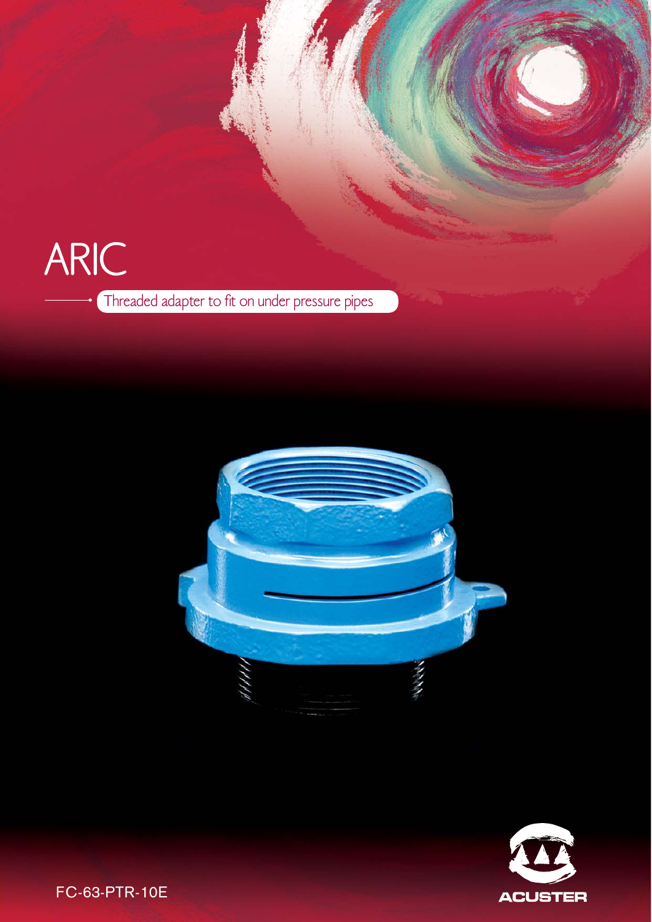# ARIC

Threaded adapter to fit on under pressure pipes

ACUSTER

FC-63-PTR-10E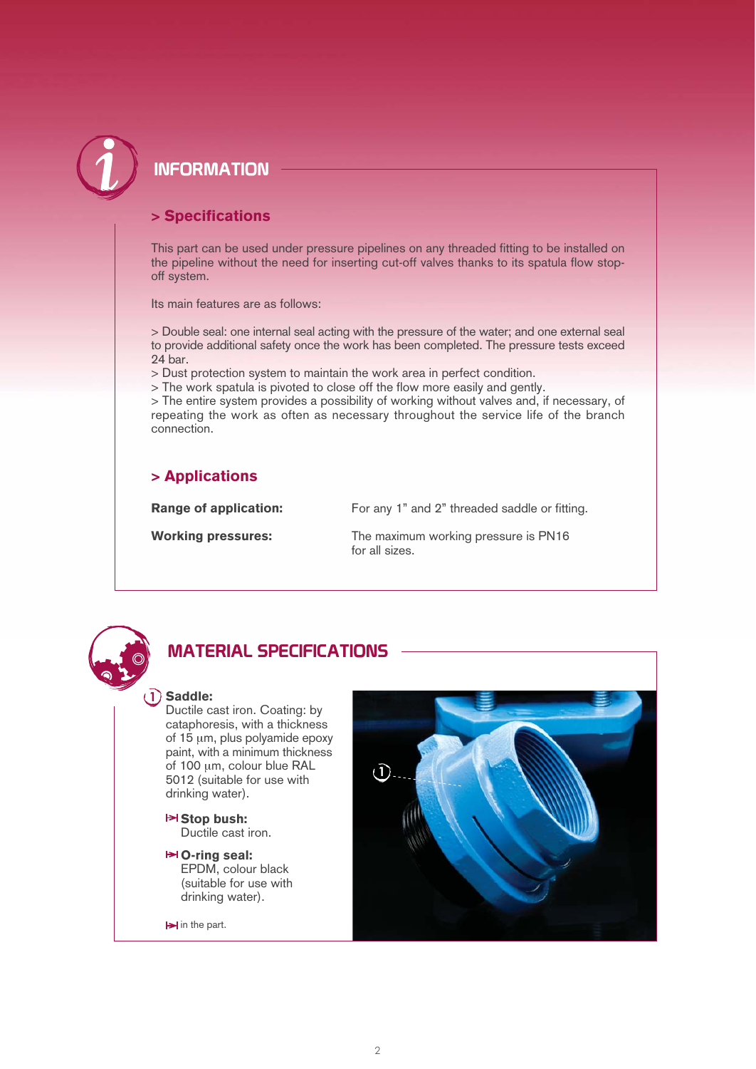## INFORMATION

### > Specifications

This part can be used under pressure pipelines on any threaded fitting to be installed on the pipeline without the need for inserting cut-off valves thanks to its spatula flow stop-off system.

Its main features are as follows:

> Double seal: one internal seal acting with the pressure of the water; and one external seal to provide additional safety once the work has been completed. The pressure tests exceed 24 bar.
> Dust protection system to maintain the work area in perfect condition.
> The work spatula is pivoted to close off the flow more easily and gently.
> The entire system provides a possibility of working without valves and, if necessary, of repeating the work as often as necessary throughout the service life of the branch connection.

### > Applications

| | |
|---|---|
| **Range of application:** | For any 1" and 2" threaded saddle or fitting. |
| **Working pressures:** | The maximum working pressure is PN16 for all sizes. |

## MATERIAL SPECIFICATIONS

1. **Saddle:**
Ductile cast iron. Coating: by cataphoresis, with a thickness of 15 µm, plus polyamide epoxy paint, with a minimum thickness of 100 µm, colour blue RAL 5012 (suitable for use with drinking water).

⇥ **Stop bush:**
Ductile cast iron.

⇥ **O-ring seal:**
EPDM, colour black (suitable for use with drinking water).

⇥ in the part.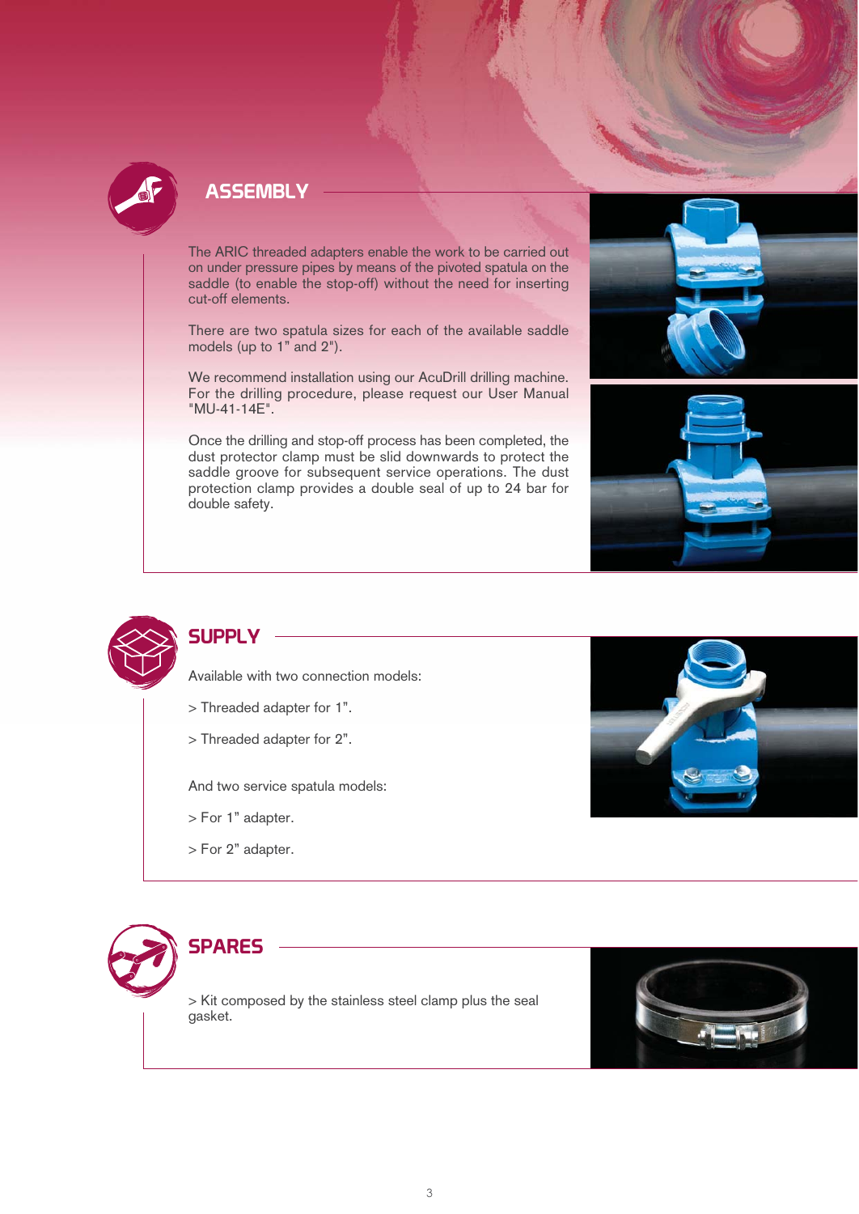## ASSEMBLY

The ARIC threaded adapters enable the work to be carried out on under pressure pipes by means of the pivoted spatula on the saddle (to enable the stop-off) without the need for inserting cut-off elements.

There are two spatula sizes for each of the available saddle models (up to 1" and 2").

We recommend installation using our AcuDrill drilling machine. For the drilling procedure, please request our User Manual "MU-41-14E".

Once the drilling and stop-off process has been completed, the dust protector clamp must be slid downwards to protect the saddle groove for subsequent service operations. The dust protection clamp provides a double seal of up to 24 bar for double safety.

## SUPPLY

Available with two connection models:

> Threaded adapter for 1".

> Threaded adapter for 2".

And two service spatula models:

> For 1" adapter.

> For 2" adapter.

## SPARES

> Kit composed by the stainless steel clamp plus the seal gasket.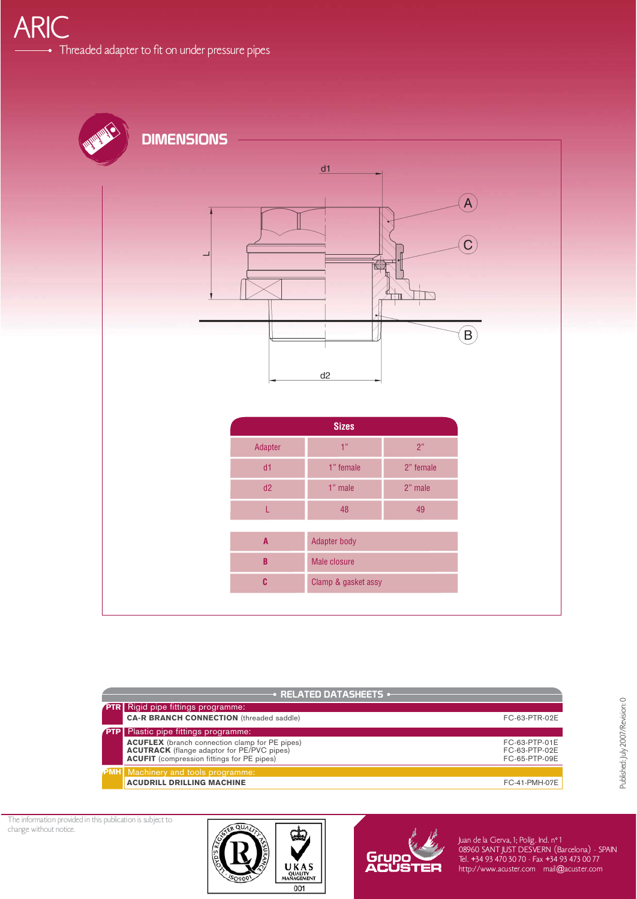# ARIC

Threaded adapter to fit on under pressure pipes

## DIMENSIONS

d1

A

C

L

B

d2

| Sizes | | |
|---|---|---|
| Adapter | 1" | 2" |
| d1 | 1" female | 2" female |
| d2 | 1" male | 2" male |
| L | 48 | 49 |

| | |
|---|---|
| **A** | Adapter body |
| **B** | Male closure |
| **C** | Clamp & gasket assy |

## RELATED DATASHEETS

| | | |
|---|---|---|
| **PTR** | Rigid pipe fittings programme: | |
| | **CA-R BRANCH CONNECTION** (threaded saddle) | FC-63-PTR-02E |
| **PTP** | Plastic pipe fittings programme: | |
| | **ACUFLEX** (branch connection clamp for PE pipes) | FC-63-PTP-01E |
| | **ACUTRACK** (flange adaptor for PE/PVC pipes) | FC-63-PTP-02E |
| | **ACUFIT** (compression fittings for PE pipes) | FC-65-PTP-09E |
| **PMH** | Machinery and tools programme: | |
| | **ACUDRILL DRILLING MACHINE** | FC-41-PMH-07E |

Published: July 2007/Revision: 0

The information provided in this publication is subject to change without notice.

Grupo ACUSTER

Juan de la Cierva, 1; Polig. Ind. nº 1
08960 SANT JUST DESVERN (Barcelona) - SPAIN
Tel. +34 93 470 30 70 - Fax +34 93 473 00 77
http://www.acuster.com mail@acuster.com